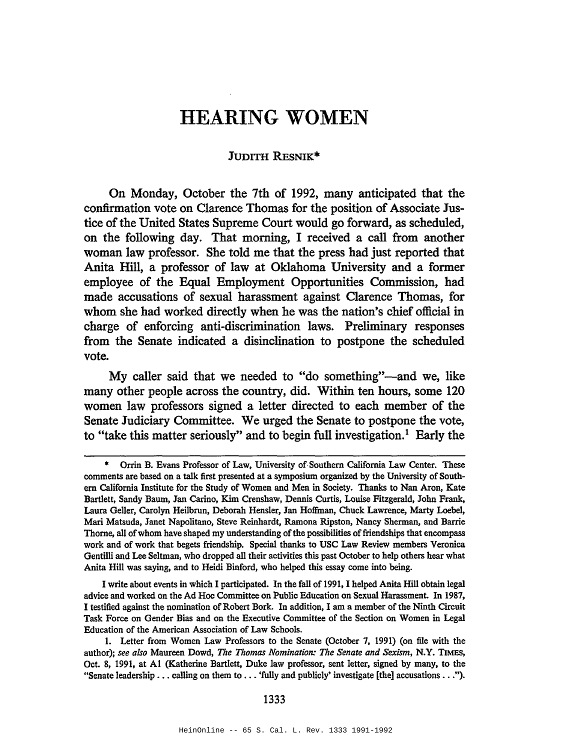# HEARING WOMEN

JUDITH RESNIK*

On Monday, October the 7th of 1992, many anticipated that the confirmation vote on Clarence Thomas for the position of Associate Justice of the United States Supreme Court would go forward, as scheduled, on the following day. That morning, I received a call from another woman law professor. She told me that the press had just reported that Anita Hill, a professor of law at Oklahoma University and a former employee of the Equal Employment Opportunities Commission, had made accusations of sexual harassment against Clarence Thomas, for whom she had worked directly when he was the nation's chief official in charge of enforcing anti-discrimination laws. Preliminary responses from the Senate indicated a disinclination to postpone the scheduled vote.

My caller said that we needed to "do something"—and we, like many other people across the country, did. Within ten hours, some 120 women law professors signed a letter directed to each member of the Senate Judiciary Committee. We urged the Senate to postpone the vote, to "take this matter seriously" and to begin full investigation.[1] Early the

---

\* Orrin B. Evans Professor of Law, University of Southern California Law Center. These comments are based on a talk first presented at a symposium organized by the University of Southern California Institute for the Study of Women and Men in Society. Thanks to Nan Aron, Kate Bartlett, Sandy Baum, Jan Carino, Kim Crenshaw, Dennis Curtis, Louise Fitzgerald, John Frank, Laura Geller, Carolyn Heilbrun, Deborah Hensler, Jan Hoffman, Chuck Lawrence, Marty Loebel, Mari Matsuda, Janet Napolitano, Steve Reinhardt, Ramona Ripston, Nancy Sherman, and Barrie Thorne, all of whom have shaped my understanding of the possibilities of friendships that encompass work and of work that begets friendship. Special thanks to USC Law Review members Veronica Gentilli and Lee Seltman, who dropped all their activities this past October to help others hear what Anita Hill was saying, and to Heidi Binford, who helped this essay come into being.

I write about events in which I participated. In the fall of 1991, I helped Anita Hill obtain legal advice and worked on the Ad Hoc Committee on Public Education on Sexual Harassment. In 1987, I testified against the nomination of Robert Bork. In addition, I am a member of the Ninth Circuit Task Force on Gender Bias and on the Executive Committee of the Section on Women in Legal Education of the American Association of Law Schools.

1. Letter from Women Law Professors to the Senate (October 7, 1991) (on file with the author); *see also* Maureen Dowd, *The Thomas Nomination: The Senate and Sexism*, N.Y. TIMES, Oct. 8, 1991, at A1 (Katherine Bartlett, Duke law professor, sent letter, signed by many, to the "Senate leadership . . . calling on them to . . . 'fully and publicly' investigate [the] accusations . . .").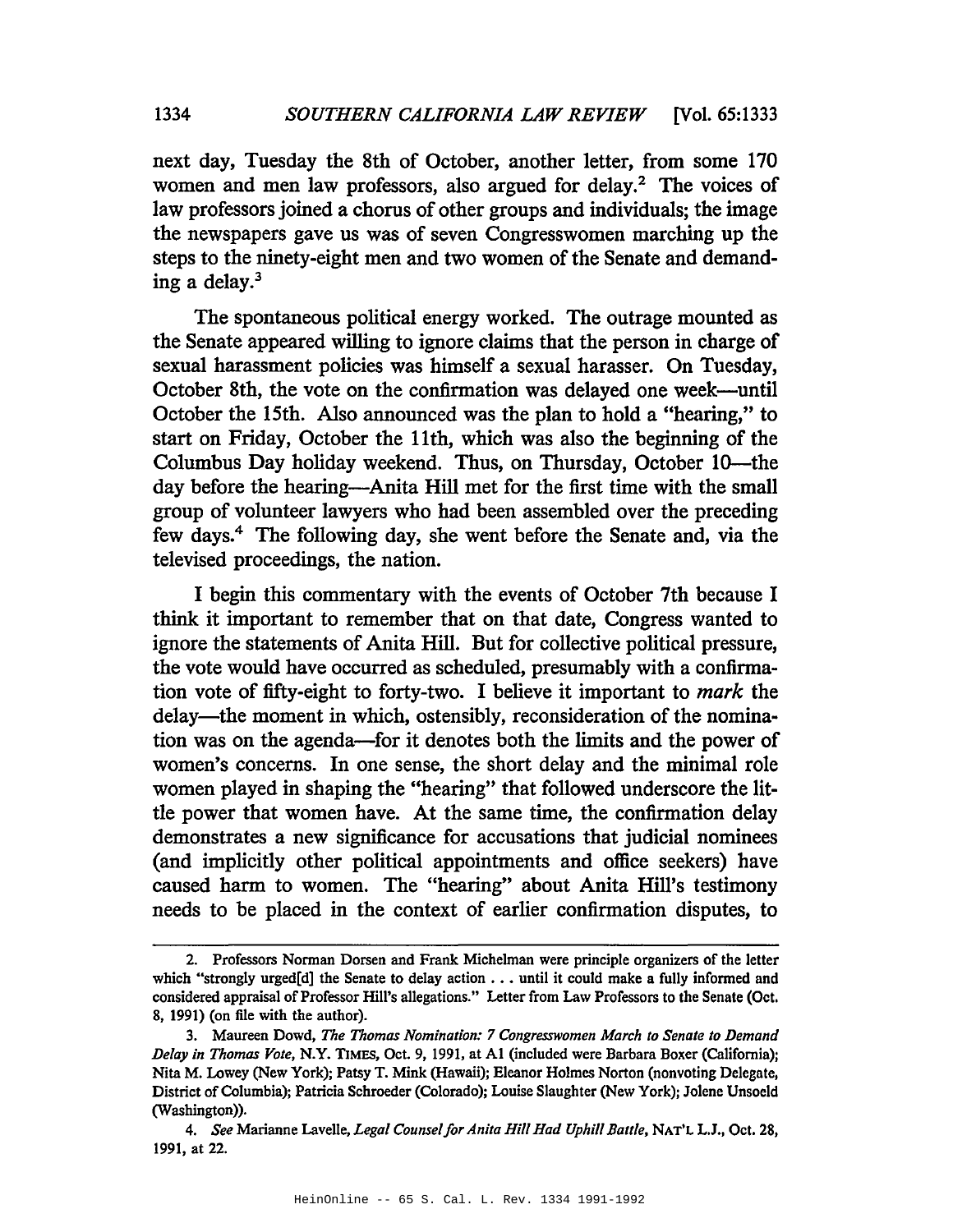next day, Tuesday the 8th of October, another letter, from some 170 women and men law professors, also argued for delay.[2] The voices of law professors joined a chorus of other groups and individuals; the image the newspapers gave us was of seven Congresswomen marching up the steps to the ninety-eight men and two women of the Senate and demanding a delay.[3]

The spontaneous political energy worked. The outrage mounted as the Senate appeared willing to ignore claims that the person in charge of sexual harassment policies was himself a sexual harasser. On Tuesday, October 8th, the vote on the confirmation was delayed one week—until October the 15th. Also announced was the plan to hold a "hearing," to start on Friday, October the 11th, which was also the beginning of the Columbus Day holiday weekend. Thus, on Thursday, October 10—the day before the hearing—Anita Hill met for the first time with the small group of volunteer lawyers who had been assembled over the preceding few days.[4] The following day, she went before the Senate and, via the televised proceedings, the nation.

I begin this commentary with the events of October 7th because I think it important to remember that on that date, Congress wanted to ignore the statements of Anita Hill. But for collective political pressure, the vote would have occurred as scheduled, presumably with a confirmation vote of fifty-eight to forty-two. I believe it important to *mark* the delay—the moment in which, ostensibly, reconsideration of the nomination was on the agenda—for it denotes both the limits and the power of women's concerns. In one sense, the short delay and the minimal role women played in shaping the "hearing" that followed underscore the little power that women have. At the same time, the confirmation delay demonstrates a new significance for accusations that judicial nominees (and implicitly other political appointments and office seekers) have caused harm to women. The "hearing" about Anita Hill's testimony needs to be placed in the context of earlier confirmation disputes, to

---

2. Professors Norman Dorsen and Frank Michelman were principle organizers of the letter which "strongly urged[d] the Senate to delay action . . . until it could make a fully informed and considered appraisal of Professor Hill's allegations." Letter from Law Professors to the Senate (Oct. 8, 1991) (on file with the author).

3. Maureen Dowd, *The Thomas Nomination: 7 Congresswomen March to Senate to Demand Delay in Thomas Vote*, N.Y. TIMES, Oct. 9, 1991, at A1 (included were Barbara Boxer (California); Nita M. Lowey (New York); Patsy T. Mink (Hawaii); Eleanor Holmes Norton (nonvoting Delegate, District of Columbia); Patricia Schroeder (Colorado); Louise Slaughter (New York); Jolene Unsoeld (Washington)).

4. *See* Marianne Lavelle, *Legal Counsel for Anita Hill Had Uphill Battle*, NAT'L L.J., Oct. 28, 1991, at 22.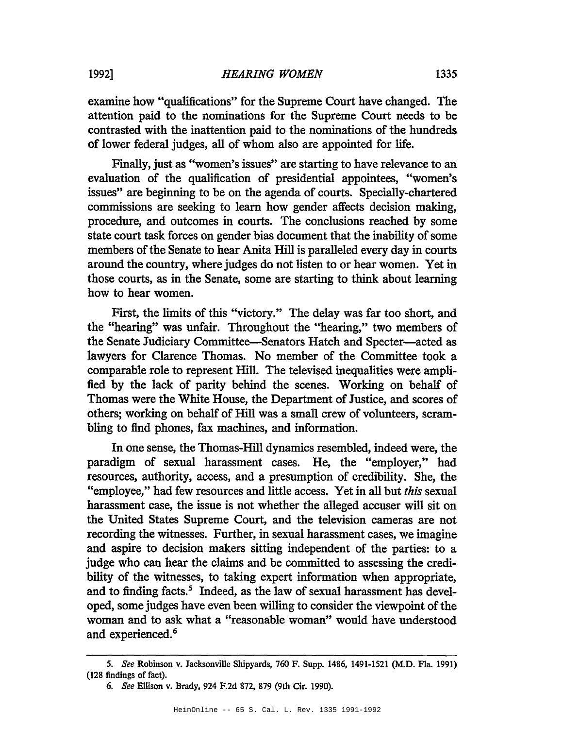examine how "qualifications" for the Supreme Court have changed. The attention paid to the nominations for the Supreme Court needs to be contrasted with the inattention paid to the nominations of the hundreds of lower federal judges, all of whom also are appointed for life.

Finally, just as "women's issues" are starting to have relevance to an evaluation of the qualification of presidential appointees, "women's issues" are beginning to be on the agenda of courts. Specially-chartered commissions are seeking to learn how gender affects decision making, procedure, and outcomes in courts. The conclusions reached by some state court task forces on gender bias document that the inability of some members of the Senate to hear Anita Hill is paralleled every day in courts around the country, where judges do not listen to or hear women. Yet in those courts, as in the Senate, some are starting to think about learning how to hear women.

First, the limits of this "victory." The delay was far too short, and the "hearing" was unfair. Throughout the "hearing," two members of the Senate Judiciary Committee—Senators Hatch and Specter—acted as lawyers for Clarence Thomas. No member of the Committee took a comparable role to represent Hill. The televised inequalities were amplified by the lack of parity behind the scenes. Working on behalf of Thomas were the White House, the Department of Justice, and scores of others; working on behalf of Hill was a small crew of volunteers, scrambling to find phones, fax machines, and information.

In one sense, the Thomas-Hill dynamics resembled, indeed were, the paradigm of sexual harassment cases. He, the "employer," had resources, authority, access, and a presumption of credibility. She, the "employee," had few resources and little access. Yet in all but *this* sexual harassment case, the issue is not whether the alleged accuser will sit on the United States Supreme Court, and the television cameras are not recording the witnesses. Further, in sexual harassment cases, we imagine and aspire to decision makers sitting independent of the parties: to a judge who can hear the claims and be committed to assessing the credibility of the witnesses, to taking expert information when appropriate, and to finding facts.[5] Indeed, as the law of sexual harassment has developed, some judges have even been willing to consider the viewpoint of the woman and to ask what a "reasonable woman" would have understood and experienced.[6]

---

5. *See* Robinson v. Jacksonville Shipyards, 760 F. Supp. 1486, 1491-1521 (M.D. Fla. 1991) (128 findings of fact).

6. *See* Ellison v. Brady, 924 F.2d 872, 879 (9th Cir. 1990).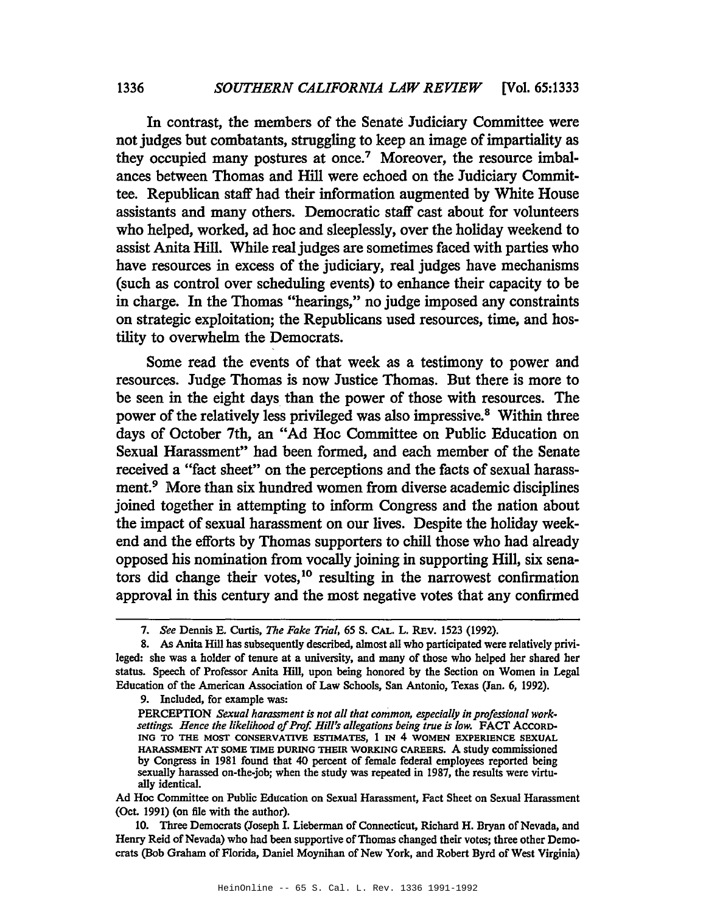In contrast, the members of the Senate Judiciary Committee were not judges but combatants, struggling to keep an image of impartiality as they occupied many postures at once.[7] Moreover, the resource imbalances between Thomas and Hill were echoed on the Judiciary Committee. Republican staff had their information augmented by White House assistants and many others. Democratic staff cast about for volunteers who helped, worked, ad hoc and sleeplessly, over the holiday weekend to assist Anita Hill. While real judges are sometimes faced with parties who have resources in excess of the judiciary, real judges have mechanisms (such as control over scheduling events) to enhance their capacity to be in charge. In the Thomas "hearings," no judge imposed any constraints on strategic exploitation; the Republicans used resources, time, and hostility to overwhelm the Democrats.

Some read the events of that week as a testimony to power and resources. Judge Thomas is now Justice Thomas. But there is more to be seen in the eight days than the power of those with resources. The power of the relatively less privileged was also impressive.[8] Within three days of October 7th, an "Ad Hoc Committee on Public Education on Sexual Harassment" had been formed, and each member of the Senate received a "fact sheet" on the perceptions and the facts of sexual harassment.[9] More than six hundred women from diverse academic disciplines joined together in attempting to inform Congress and the nation about the impact of sexual harassment on our lives. Despite the holiday weekend and the efforts by Thomas supporters to chill those who had already opposed his nomination from vocally joining in supporting Hill, six senators did change their votes,[10] resulting in the narrowest confirmation approval in this century and the most negative votes that any confirmed

---

7. *See* Dennis E. Curtis, *The Fake Trial*, 65 S. CAL. L. REV. 1523 (1992).

8. As Anita Hill has subsequently described, almost all who participated were relatively privileged: she was a holder of tenure at a university, and many of those who helped her shared her status. Speech of Professor Anita Hill, upon being honored by the Section on Women in Legal Education of the American Association of Law Schools, San Antonio, Texas (Jan. 6, 1992).

9. Included, for example was:

> PERCEPTION *Sexual harassment is not all that common, especially in professional work-settings. Hence the likelihood of Prof. Hill's allegations being true is low.* FACT ACCORDING TO THE MOST CONSERVATIVE ESTIMATES, 1 IN 4 WOMEN EXPERIENCE SEXUAL HARASSMENT AT SOME TIME DURING THEIR WORKING CAREERS. A study commissioned by Congress in 1981 found that 40 percent of female federal employees reported being sexually harassed on-the-job; when the study was repeated in 1987, the results were virtually identical.

Ad Hoc Committee on Public Education on Sexual Harassment, Fact Sheet on Sexual Harassment (Oct. 1991) (on file with the author).

10. Three Democrats (Joseph I. Lieberman of Connecticut, Richard H. Bryan of Nevada, and Henry Reid of Nevada) who had been supportive of Thomas changed their votes; three other Democrats (Bob Graham of Florida, Daniel Moynihan of New York, and Robert Byrd of West Virginia)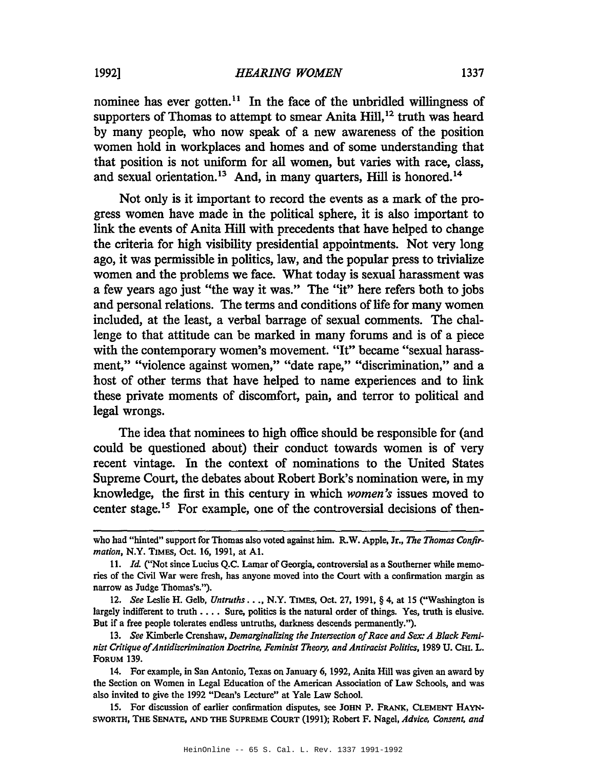nominee has ever gotten.[11] In the face of the unbridled willingness of supporters of Thomas to attempt to smear Anita Hill,[12] truth was heard by many people, who now speak of a new awareness of the position women hold in workplaces and homes and of some understanding that that position is not uniform for all women, but varies with race, class, and sexual orientation.[13] And, in many quarters, Hill is honored.[14]

Not only is it important to record the events as a mark of the progress women have made in the political sphere, it is also important to link the events of Anita Hill with precedents that have helped to change the criteria for high visibility presidential appointments. Not very long ago, it was permissible in politics, law, and the popular press to trivialize women and the problems we face. What today is sexual harassment was a few years ago just "the way it was." The "it" here refers both to jobs and personal relations. The terms and conditions of life for many women included, at the least, a verbal barrage of sexual comments. The challenge to that attitude can be marked in many forums and is of a piece with the contemporary women's movement. "It" became "sexual harassment," "violence against women," "date rape," "discrimination," and a host of other terms that have helped to name experiences and to link these private moments of discomfort, pain, and terror to political and legal wrongs.

The idea that nominees to high office should be responsible for (and could be questioned about) their conduct towards women is of very recent vintage. In the context of nominations to the United States Supreme Court, the debates about Robert Bork's nomination were, in my knowledge, the first in this century in which *women's* issues moved to center stage.[15] For example, one of the controversial decisions of then-

---

who had "hinted" support for Thomas also voted against him. R.W. Apple, Jr., *The Thomas Confirmation*, N.Y. TIMES, Oct. 16, 1991, at A1.

11. *Id.* ("Not since Lucius Q.C. Lamar of Georgia, controversial as a Southerner while memories of the Civil War were fresh, has anyone moved into the Court with a confirmation margin as narrow as Judge Thomas's.").

12. *See* Leslie H. Gelb, *Untruths . . .*, N.Y. TIMES, Oct. 27, 1991, § 4, at 15 ("Washington is largely indifferent to truth . . . . Sure, politics is the natural order of things. Yes, truth is elusive. But if a free people tolerates endless untruths, darkness descends permanently.").

13. *See* Kimberle Crenshaw, *Demarginalizing the Intersection of Race and Sex: A Black Feminist Critique of Antidiscrimination Doctrine, Feminist Theory, and Antiracist Politics*, 1989 U. CHI. L. FORUM 139.

14. For example, in San Antonio, Texas on January 6, 1992, Anita Hill was given an award by the Section on Women in Legal Education of the American Association of Law Schools, and was also invited to give the 1992 "Dean's Lecture" at Yale Law School.

15. For discussion of earlier confirmation disputes, see JOHN P. FRANK, CLEMENT HAYNSWORTH, THE SENATE, AND THE SUPREME COURT (1991); Robert F. Nagel, *Advice, Consent, and*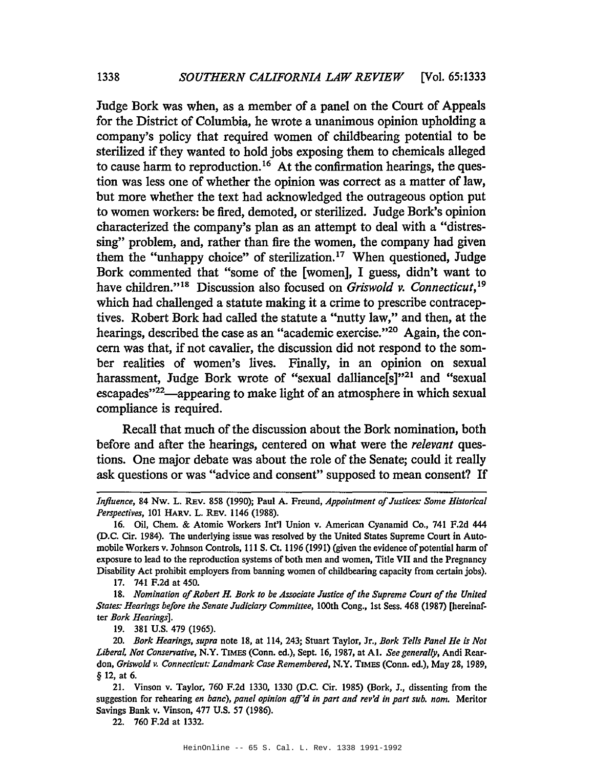Judge Bork was when, as a member of a panel on the Court of Appeals for the District of Columbia, he wrote a unanimous opinion upholding a company's policy that required women of childbearing potential to be sterilized if they wanted to hold jobs exposing them to chemicals alleged to cause harm to reproduction.[16] At the confirmation hearings, the question was less one of whether the opinion was correct as a matter of law, but more whether the text had acknowledged the outrageous option put to women workers: be fired, demoted, or sterilized. Judge Bork's opinion characterized the company's plan as an attempt to deal with a "distressing" problem, and, rather than fire the women, the company had given them the "unhappy choice" of sterilization.[17] When questioned, Judge Bork commented that "some of the [women], I guess, didn't want to have children."[18] Discussion also focused on *Griswold v. Connecticut*,[19] which had challenged a statute making it a crime to prescribe contraceptives. Robert Bork had called the statute a "nutty law," and then, at the hearings, described the case as an "academic exercise."[20] Again, the concern was that, if not cavalier, the discussion did not respond to the somber realities of women's lives. Finally, in an opinion on sexual harassment, Judge Bork wrote of "sexual dalliance[s]"[21] and "sexual escapades"[22]—appearing to make light of an atmosphere in which sexual compliance is required.

Recall that much of the discussion about the Bork nomination, both before and after the hearings, centered on what were the *relevant* questions. One major debate was about the role of the Senate; could it really ask questions or was "advice and consent" supposed to mean consent? If

---

*Influence*, 84 Nw. L. Rev. 858 (1990); Paul A. Freund, *Appointment of Justices: Some Historical Perspectives*, 101 Harv. L. Rev. 1146 (1988).

16. Oil, Chem. & Atomic Workers Int'l Union v. American Cyanamid Co., 741 F.2d 444 (D.C. Cir. 1984). The underlying issue was resolved by the United States Supreme Court in Automobile Workers v. Johnson Controls, 111 S. Ct. 1196 (1991) (given the evidence of potential harm of exposure to lead to the reproduction systems of both men and women, Title VII and the Pregnancy Disability Act prohibit employers from banning women of childbearing capacity from certain jobs).

17. 741 F.2d at 450.

18. *Nomination of Robert H. Bork to be Associate Justice of the Supreme Court of the United States: Hearings before the Senate Judiciary Committee*, 100th Cong., 1st Sess. 468 (1987) [hereinafter *Bork Hearings*].

19. 381 U.S. 479 (1965).

20. *Bork Hearings*, *supra* note 18, at 114, 243; Stuart Taylor, Jr., *Bork Tells Panel He is Not Liberal, Not Conservative*, N.Y. Times (Conn. ed.), Sept. 16, 1987, at A1. *See generally*, Andi Reardon, *Griswold v. Connecticut: Landmark Case Remembered*, N.Y. Times (Conn. ed.), May 28, 1989, § 12, at 6.

21. Vinson v. Taylor, 760 F.2d 1330, 1330 (D.C. Cir. 1985) (Bork, J., dissenting from the suggestion for rehearing *en banc*), *panel opinion aff'd in part and rev'd in part sub. nom.* Meritor Savings Bank v. Vinson, 477 U.S. 57 (1986).

22. 760 F.2d at 1332.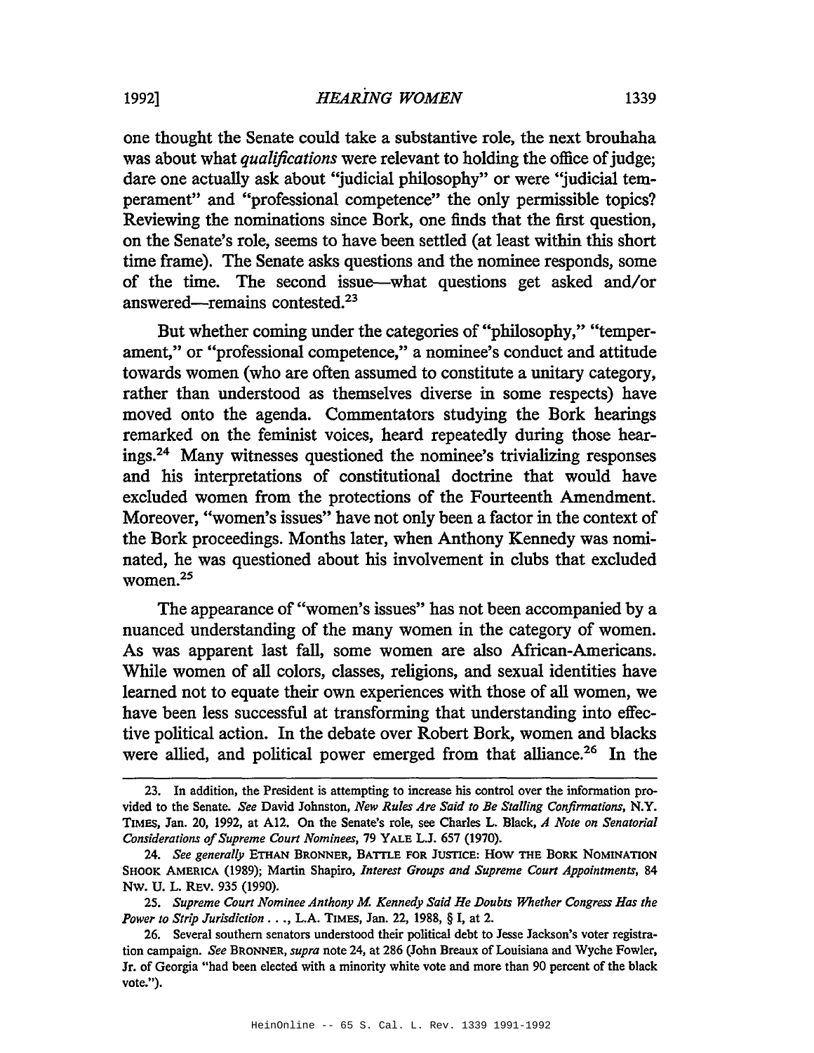one thought the Senate could take a substantive role, the next brouhaha was about what *qualifications* were relevant to holding the office of judge; dare one actually ask about "judicial philosophy" or were "judicial temperament" and "professional competence" the only permissible topics? Reviewing the nominations since Bork, one finds that the first question, on the Senate's role, seems to have been settled (at least within this short time frame). The Senate asks questions and the nominee responds, some of the time. The second issue—what questions get asked and/or answered—remains contested.[23]

But whether coming under the categories of "philosophy," "temperament," or "professional competence," a nominee's conduct and attitude towards women (who are often assumed to constitute a unitary category, rather than understood as themselves diverse in some respects) have moved onto the agenda. Commentators studying the Bork hearings remarked on the feminist voices, heard repeatedly during those hearings.[24] Many witnesses questioned the nominee's trivializing responses and his interpretations of constitutional doctrine that would have excluded women from the protections of the Fourteenth Amendment. Moreover, "women's issues" have not only been a factor in the context of the Bork proceedings. Months later, when Anthony Kennedy was nominated, he was questioned about his involvement in clubs that excluded women.[25]

The appearance of "women's issues" has not been accompanied by a nuanced understanding of the many women in the category of women. As was apparent last fall, some women are also African-Americans. While women of all colors, classes, religions, and sexual identities have learned not to equate their own experiences with those of all women, we have been less successful at transforming that understanding into effective political action. In the debate over Robert Bork, women and blacks were allied, and political power emerged from that alliance.[26] In the

---

23. In addition, the President is attempting to increase his control over the information provided to the Senate. *See* David Johnston, *New Rules Are Said to Be Stalling Confirmations*, N.Y. TIMES, Jan. 20, 1992, at A12. On the Senate's role, see Charles L. Black, *A Note on Senatorial Considerations of Supreme Court Nominees*, 79 YALE L.J. 657 (1970).

24. *See generally* ETHAN BRONNER, BATTLE FOR JUSTICE: HOW THE BORK NOMINATION SHOOK AMERICA (1989); Martin Shapiro, *Interest Groups and Supreme Court Appointments*, 84 NW. U. L. REV. 935 (1990).

25. *Supreme Court Nominee Anthony M. Kennedy Said He Doubts Whether Congress Has the Power to Strip Jurisdiction . . .*, L.A. TIMES, Jan. 22, 1988, § I, at 2.

26. Several southern senators understood their political debt to Jesse Jackson's voter registration campaign. *See* BRONNER, *supra* note 24, at 286 (John Breaux of Louisiana and Wyche Fowler, Jr. of Georgia "had been elected with a minority white vote and more than 90 percent of the black vote.").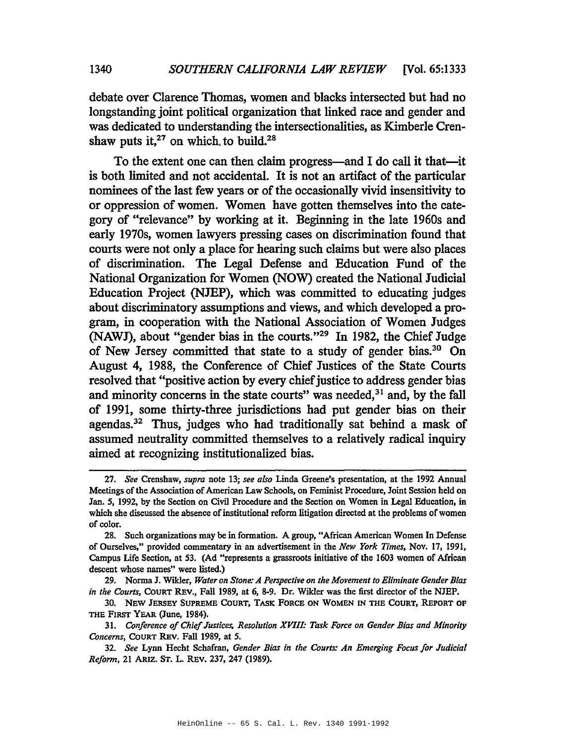debate over Clarence Thomas, women and blacks intersected but had no longstanding joint political organization that linked race and gender and was dedicated to understanding the intersectionalities, as Kimberle Crenshaw puts it,[27] on which, to build.[28]

To the extent one can then claim progress—and I do call it that—it is both limited and not accidental. It is not an artifact of the particular nominees of the last few years or of the occasionally vivid insensitivity to or oppression of women. Women have gotten themselves into the category of "relevance" by working at it. Beginning in the late 1960s and early 1970s, women lawyers pressing cases on discrimination found that courts were not only a place for hearing such claims but were also places of discrimination. The Legal Defense and Education Fund of the National Organization for Women (NOW) created the National Judicial Education Project (NJEP), which was committed to educating judges about discriminatory assumptions and views, and which developed a program, in cooperation with the National Association of Women Judges (NAWJ), about "gender bias in the courts."[29] In 1982, the Chief Judge of New Jersey committed that state to a study of gender bias.[30] On August 4, 1988, the Conference of Chief Justices of the State Courts resolved that "positive action by every chief justice to address gender bias and minority concerns in the state courts" was needed,[31] and, by the fall of 1991, some thirty-three jurisdictions had put gender bias on their agendas.[32] Thus, judges who had traditionally sat behind a mask of assumed neutrality committed themselves to a relatively radical inquiry aimed at recognizing institutionalized bias.

---

27. *See* Crenshaw, *supra* note 13; *see also* Linda Greene's presentation, at the 1992 Annual Meetings of the Association of American Law Schools, on Feminist Procedure, Joint Session held on Jan. 5, 1992, by the Section on Civil Procedure and the Section on Women in Legal Education, in which she discussed the absence of institutional reform litigation directed at the problems of women of color.

28. Such organizations may be in formation. A group, "African American Women In Defense of Ourselves," provided commentary in an advertisement in the *New York Times*, Nov. 17, 1991, Campus Life Section, at 53. (Ad "represents a grassroots initiative of the 1603 women of African descent whose names" were listed.)

29. Norma J. Wikler, *Water on Stone: A Perspective on the Movement to Eliminate Gender Bias in the Courts*, COURT REV., Fall 1989, at 6, 8-9. Dr. Wikler was the first director of the NJEP.

30. NEW JERSEY SUPREME COURT, TASK FORCE ON WOMEN IN THE COURT, REPORT OF THE FIRST YEAR (June, 1984).

31. *Conference of Chief Justices, Resolution XVIII: Task Force on Gender Bias and Minority Concerns*, COURT REV. Fall 1989, at 5.

32. *See* Lynn Hecht Schafran, *Gender Bias in the Courts: An Emerging Focus for Judicial Reform*, 21 ARIZ. ST. L. REV. 237, 247 (1989).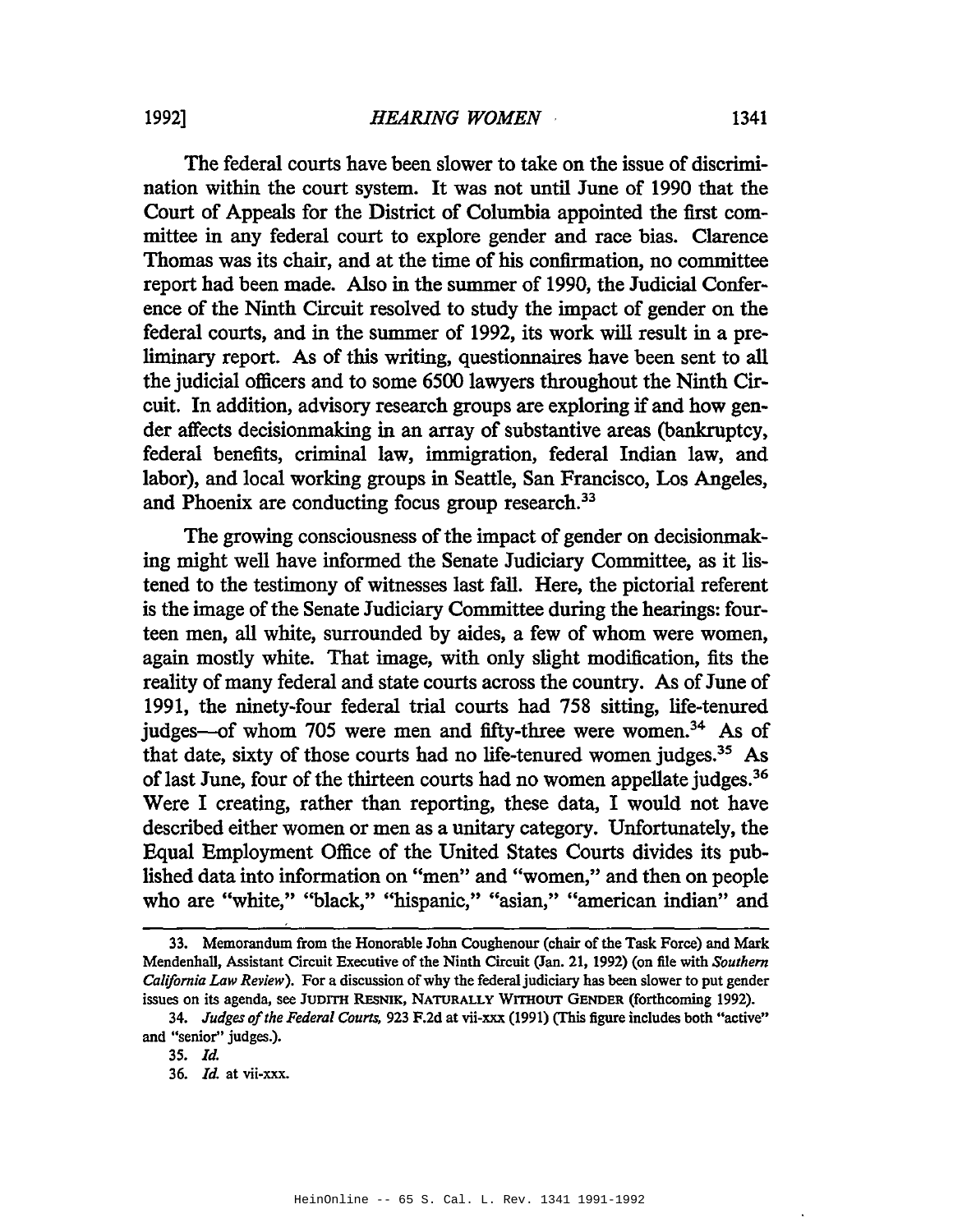The federal courts have been slower to take on the issue of discrimination within the court system. It was not until June of 1990 that the Court of Appeals for the District of Columbia appointed the first committee in any federal court to explore gender and race bias. Clarence Thomas was its chair, and at the time of his confirmation, no committee report had been made. Also in the summer of 1990, the Judicial Conference of the Ninth Circuit resolved to study the impact of gender on the federal courts, and in the summer of 1992, its work will result in a preliminary report. As of this writing, questionnaires have been sent to all the judicial officers and to some 6500 lawyers throughout the Ninth Circuit. In addition, advisory research groups are exploring if and how gender affects decisionmaking in an array of substantive areas (bankruptcy, federal benefits, criminal law, immigration, federal Indian law, and labor), and local working groups in Seattle, San Francisco, Los Angeles, and Phoenix are conducting focus group research.[33]

The growing consciousness of the impact of gender on decisionmaking might well have informed the Senate Judiciary Committee, as it listened to the testimony of witnesses last fall. Here, the pictorial referent is the image of the Senate Judiciary Committee during the hearings: fourteen men, all white, surrounded by aides, a few of whom were women, again mostly white. That image, with only slight modification, fits the reality of many federal and state courts across the country. As of June of 1991, the ninety-four federal trial courts had 758 sitting, life-tenured judges—of whom 705 were men and fifty-three were women.[34] As of that date, sixty of those courts had no life-tenured women judges.[35] As of last June, four of the thirteen courts had no women appellate judges.[36] Were I creating, rather than reporting, these data, I would not have described either women or men as a unitary category. Unfortunately, the Equal Employment Office of the United States Courts divides its published data into information on "men" and "women," and then on people who are "white," "black," "hispanic," "asian," "american indian" and

---

33. Memorandum from the Honorable John Coughenour (chair of the Task Force) and Mark Mendenhall, Assistant Circuit Executive of the Ninth Circuit (Jan. 21, 1992) (on file with *Southern California Law Review*). For a discussion of why the federal judiciary has been slower to put gender issues on its agenda, see JUDITH RESNIK, NATURALLY WITHOUT GENDER (forthcoming 1992).

34. *Judges of the Federal Courts*, 923 F.2d at vii-xxx (1991) (This figure includes both "active" and "senior" judges.).

35. *Id.*

36. *Id.* at vii-xxx.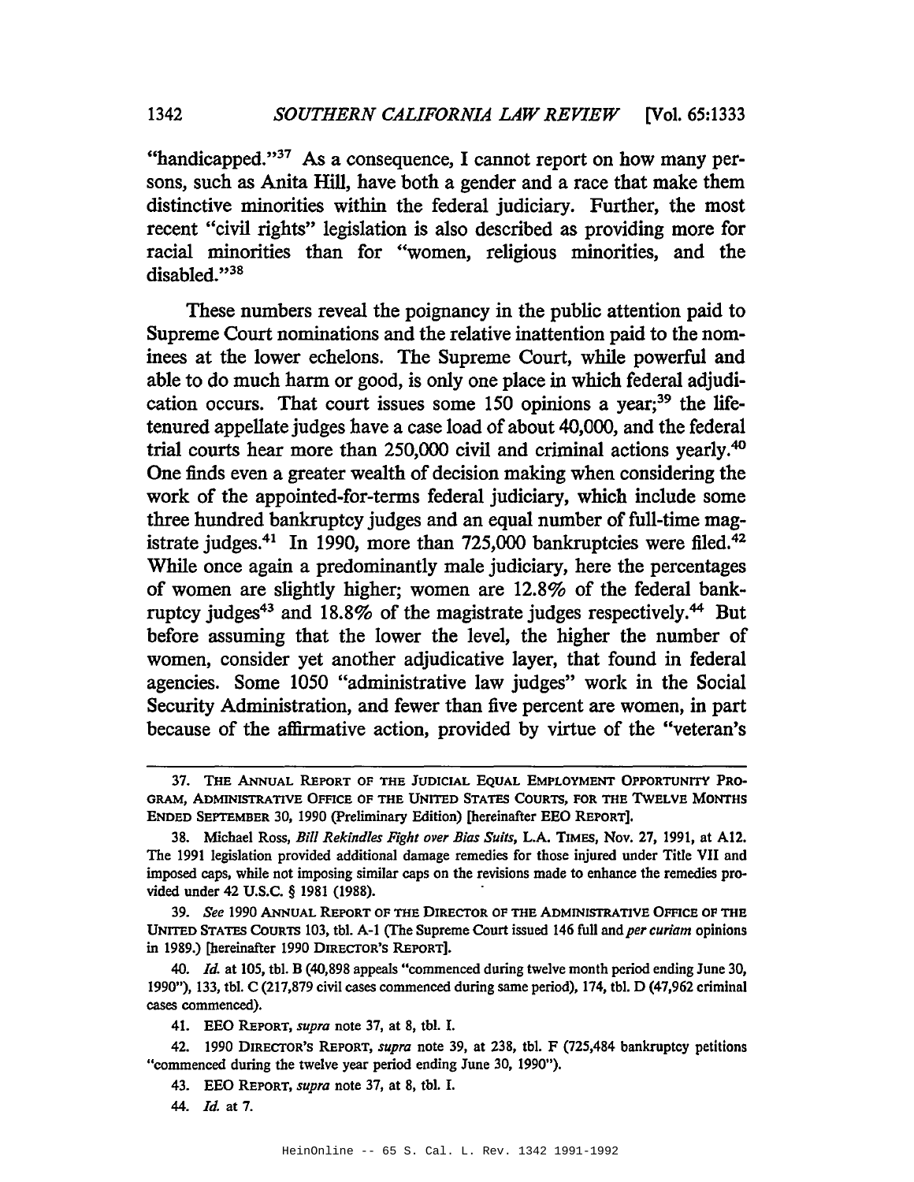"handicapped."[37] As a consequence, I cannot report on how many persons, such as Anita Hill, have both a gender and a race that make them distinctive minorities within the federal judiciary. Further, the most recent "civil rights" legislation is also described as providing more for racial minorities than for "women, religious minorities, and the disabled."[38]

These numbers reveal the poignancy in the public attention paid to Supreme Court nominations and the relative inattention paid to the nominees at the lower echelons. The Supreme Court, while powerful and able to do much harm or good, is only one place in which federal adjudication occurs. That court issues some 150 opinions a year;[39] the life-tenured appellate judges have a case load of about 40,000, and the federal trial courts hear more than 250,000 civil and criminal actions yearly.[40] One finds even a greater wealth of decision making when considering the work of the appointed-for-terms federal judiciary, which include some three hundred bankruptcy judges and an equal number of full-time magistrate judges.[41] In 1990, more than 725,000 bankruptcies were filed.[42] While once again a predominantly male judiciary, here the percentages of women are slightly higher; women are 12.8% of the federal bankruptcy judges[43] and 18.8% of the magistrate judges respectively.[44] But before assuming that the lower the level, the higher the number of women, consider yet another adjudicative layer, that found in federal agencies. Some 1050 "administrative law judges" work in the Social Security Administration, and fewer than five percent are women, in part because of the affirmative action, provided by virtue of the "veteran's

---

37. THE ANNUAL REPORT OF THE JUDICIAL EQUAL EMPLOYMENT OPPORTUNITY PROGRAM, ADMINISTRATIVE OFFICE OF THE UNITED STATES COURTS, FOR THE TWELVE MONTHS ENDED SEPTEMBER 30, 1990 (Preliminary Edition) [hereinafter EEO REPORT].

38. Michael Ross, *Bill Rekindles Fight over Bias Suits*, L.A. TIMES, Nov. 27, 1991, at A12. The 1991 legislation provided additional damage remedies for those injured under Title VII and imposed caps, while not imposing similar caps on the revisions made to enhance the remedies provided under 42 U.S.C. § 1981 (1988).

39. *See* 1990 ANNUAL REPORT OF THE DIRECTOR OF THE ADMINISTRATIVE OFFICE OF THE UNITED STATES COURTS 103, tbl. A-1 (The Supreme Court issued 146 full and *per curiam* opinions in 1989.) [hereinafter 1990 DIRECTOR'S REPORT].

40. *Id.* at 105, tbl. B (40,898 appeals "commenced during twelve month period ending June 30, 1990"), 133, tbl. C (217,879 civil cases commenced during same period), 174, tbl. D (47,962 criminal cases commenced).

41. EEO REPORT, *supra* note 37, at 8, tbl. I.

42. 1990 DIRECTOR'S REPORT, *supra* note 39, at 238, tbl. F (725,484 bankruptcy petitions "commenced during the twelve year period ending June 30, 1990").

43. EEO REPORT, *supra* note 37, at 8, tbl. I.

44. *Id.* at 7.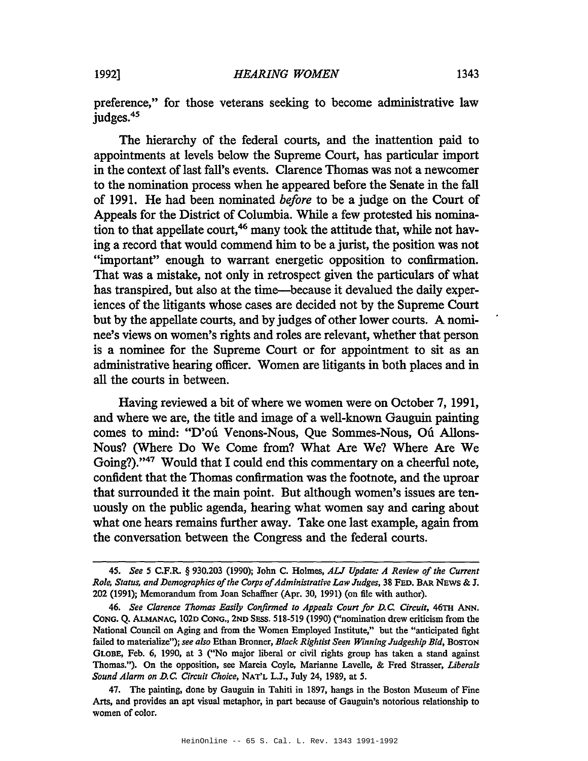preference," for those veterans seeking to become administrative law judges.[45]

The hierarchy of the federal courts, and the inattention paid to appointments at levels below the Supreme Court, has particular import in the context of last fall's events. Clarence Thomas was not a newcomer to the nomination process when he appeared before the Senate in the fall of 1991. He had been nominated *before* to be a judge on the Court of Appeals for the District of Columbia. While a few protested his nomination to that appellate court,[46] many took the attitude that, while not having a record that would commend him to be a jurist, the position was not "important" enough to warrant energetic opposition to confirmation. That was a mistake, not only in retrospect given the particulars of what has transpired, but also at the time—because it devalued the daily experiences of the litigants whose cases are decided not by the Supreme Court but by the appellate courts, and by judges of other lower courts. A nominee's views on women's rights and roles are relevant, whether that person is a nominee for the Supreme Court or for appointment to sit as an administrative hearing officer. Women are litigants in both places and in all the courts in between.

Having reviewed a bit of where we women were on October 7, 1991, and where we are, the title and image of a well-known Gauguin painting comes to mind: "D'oú Venons-Nous, Que Sommes-Nous, Oú Allons-Nous? (Where Do We Come from? What Are We? Where Are We Going?)."[47] Would that I could end this commentary on a cheerful note, confident that the Thomas confirmation was the footnote, and the uproar that surrounded it the main point. But although women's issues are tenuously on the public agenda, hearing what women say and caring about what one hears remains further away. Take one last example, again from the conversation between the Congress and the federal courts.

---

45. *See* 5 C.F.R. § 930.203 (1990); John C. Holmes, *ALJ Update: A Review of the Current Role, Status, and Demographics of the Corps of Administrative Law Judges*, 38 FED. BAR NEWS & J. 202 (1991); Memorandum from Joan Schaffner (Apr. 30, 1991) (on file with author).

46. *See Clarence Thomas Easily Confirmed to Appeals Court for D.C. Circuit*, 46TH ANN. CONG. Q. ALMANAC, 102D CONG., 2ND SESS. 518-519 (1990) ("nomination drew criticism from the National Council on Aging and from the Women Employed Institute," but the "anticipated fight failed to materialize"); *see also* Ethan Bronner, *Black Rightist Seen Winning Judgeship Bid*, BOSTON GLOBE, Feb. 6, 1990, at 3 ("No major liberal or civil rights group has taken a stand against Thomas."). On the opposition, see Marcia Coyle, Marianne Lavelle, & Fred Strasser, *Liberals Sound Alarm on D.C. Circuit Choice*, NAT'L L.J., July 24, 1989, at 5.

47. The painting, done by Gauguin in Tahiti in 1897, hangs in the Boston Museum of Fine Arts, and provides an apt visual metaphor, in part because of Gauguin's notorious relationship to women of color.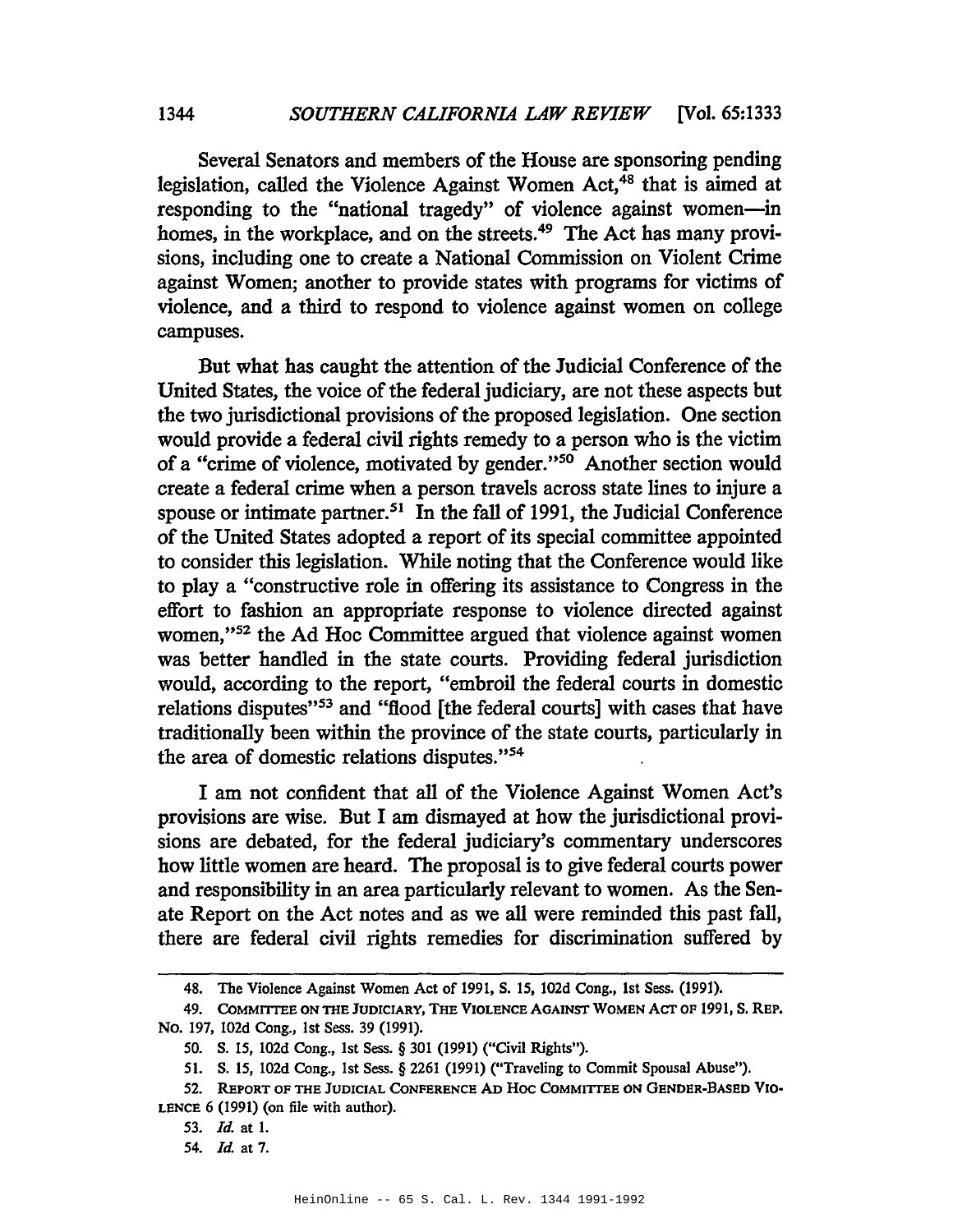Several Senators and members of the House are sponsoring pending legislation, called the Violence Against Women Act,[48] that is aimed at responding to the "national tragedy" of violence against women—in homes, in the workplace, and on the streets.[49] The Act has many provisions, including one to create a National Commission on Violent Crime against Women; another to provide states with programs for victims of violence, and a third to respond to violence against women on college campuses.

But what has caught the attention of the Judicial Conference of the United States, the voice of the federal judiciary, are not these aspects but the two jurisdictional provisions of the proposed legislation. One section would provide a federal civil rights remedy to a person who is the victim of a "crime of violence, motivated by gender."[50] Another section would create a federal crime when a person travels across state lines to injure a spouse or intimate partner.[51] In the fall of 1991, the Judicial Conference of the United States adopted a report of its special committee appointed to consider this legislation. While noting that the Conference would like to play a "constructive role in offering its assistance to Congress in the effort to fashion an appropriate response to violence directed against women,"[52] the Ad Hoc Committee argued that violence against women was better handled in the state courts. Providing federal jurisdiction would, according to the report, "embroil the federal courts in domestic relations disputes"[53] and "flood [the federal courts] with cases that have traditionally been within the province of the state courts, particularly in the area of domestic relations disputes."[54]

I am not confident that all of the Violence Against Women Act's provisions are wise. But I am dismayed at how the jurisdictional provisions are debated, for the federal judiciary's commentary underscores how little women are heard. The proposal is to give federal courts power and responsibility in an area particularly relevant to women. As the Senate Report on the Act notes and as we all were reminded this past fall, there are federal civil rights remedies for discrimination suffered by

---

48. The Violence Against Women Act of 1991, S. 15, 102d Cong., 1st Sess. (1991).

49. COMMITTEE ON THE JUDICIARY, THE VIOLENCE AGAINST WOMEN ACT OF 1991, S. REP. NO. 197, 102d Cong., 1st Sess. 39 (1991).

50. S. 15, 102d Cong., 1st Sess. § 301 (1991) ("Civil Rights").

51. S. 15, 102d Cong., 1st Sess. § 2261 (1991) ("Traveling to Commit Spousal Abuse").

52. REPORT OF THE JUDICIAL CONFERENCE AD HOC COMMITTEE ON GENDER-BASED VIOLENCE 6 (1991) (on file with author).

53. *Id.* at 1.

54. *Id.* at 7.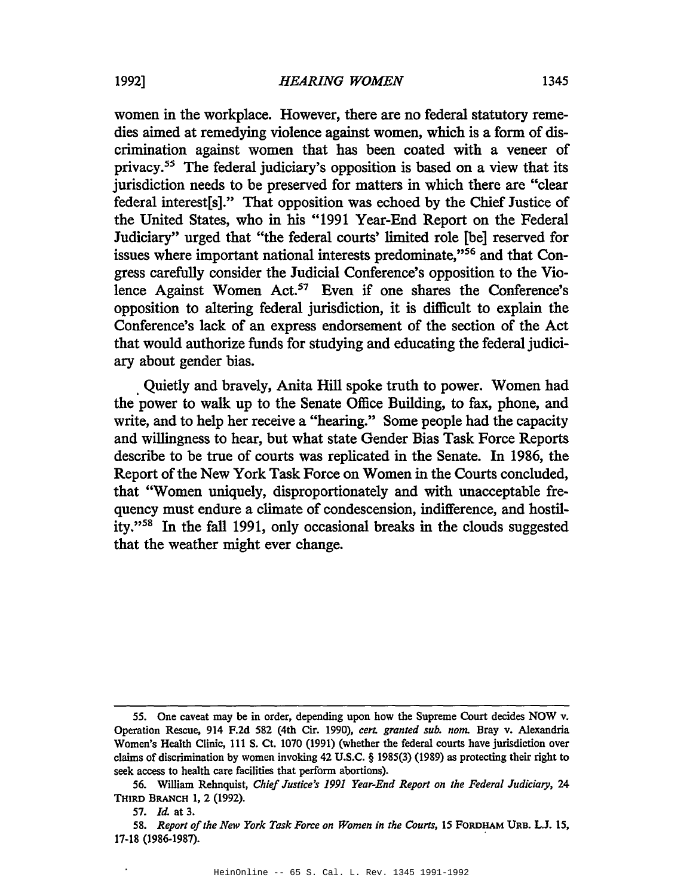women in the workplace. However, there are no federal statutory remedies aimed at remedying violence against women, which is a form of discrimination against women that has been coated with a veneer of privacy.[55] The federal judiciary's opposition is based on a view that its jurisdiction needs to be preserved for matters in which there are "clear federal interest[s]." That opposition was echoed by the Chief Justice of the United States, who in his "1991 Year-End Report on the Federal Judiciary" urged that "the federal courts' limited role [be] reserved for issues where important national interests predominate,"[56] and that Congress carefully consider the Judicial Conference's opposition to the Violence Against Women Act.[57] Even if one shares the Conference's opposition to altering federal jurisdiction, it is difficult to explain the Conference's lack of an express endorsement of the section of the Act that would authorize funds for studying and educating the federal judiciary about gender bias.

Quietly and bravely, Anita Hill spoke truth to power. Women had the power to walk up to the Senate Office Building, to fax, phone, and write, and to help her receive a "hearing." Some people had the capacity and willingness to hear, but what state Gender Bias Task Force Reports describe to be true of courts was replicated in the Senate. In 1986, the Report of the New York Task Force on Women in the Courts concluded, that "Women uniquely, disproportionately and with unacceptable frequency must endure a climate of condescension, indifference, and hostility."[58] In the fall 1991, only occasional breaks in the clouds suggested that the weather might ever change.

---

55. One caveat may be in order, depending upon how the Supreme Court decides NOW v. Operation Rescue, 914 F.2d 582 (4th Cir. 1990), *cert. granted sub. nom.* Bray v. Alexandria Women's Health Clinic, 111 S. Ct. 1070 (1991) (whether the federal courts have jurisdiction over claims of discrimination by women invoking 42 U.S.C. § 1985(3) (1989) as protecting their right to seek access to health care facilities that perform abortions).

56. William Rehnquist, *Chief Justice's 1991 Year-End Report on the Federal Judiciary*, 24 THIRD BRANCH 1, 2 (1992).

57. *Id.* at 3.

58. *Report of the New York Task Force on Women in the Courts*, 15 FORDHAM URB. L.J. 15, 17-18 (1986-1987).